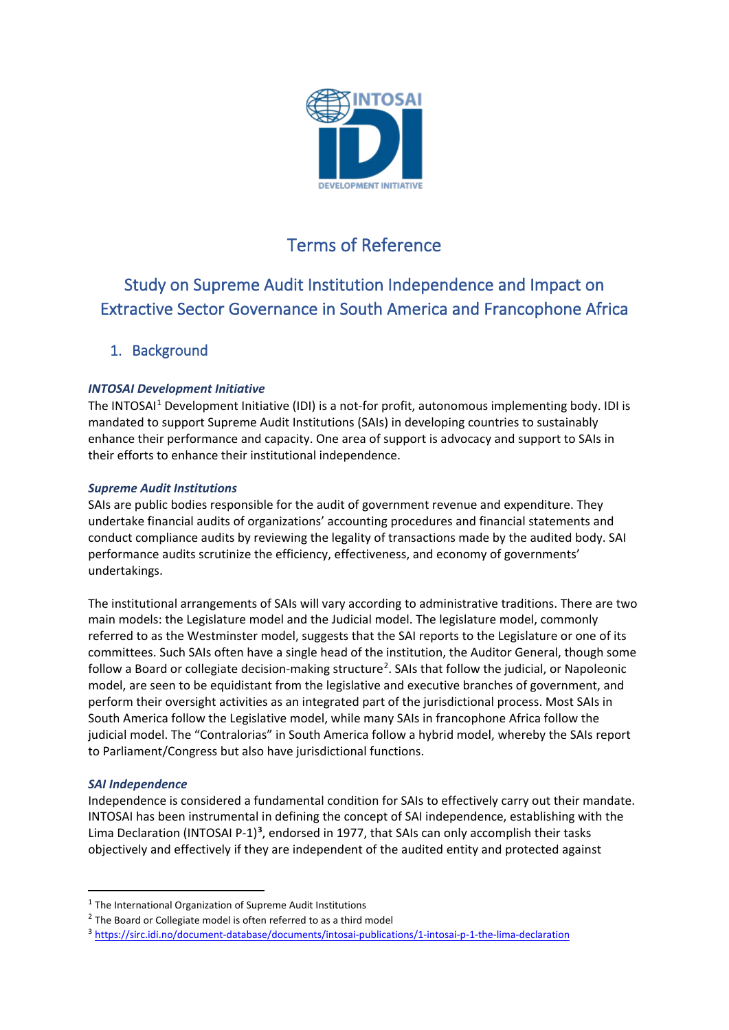# Terms of Reference

# Study on Supreme Audit Institution Independence and Impact on Extractive Sector Governance in South America and Francophone Africa

## 1. Background

### *INTOSAI Development Initiative*

The INTOSAI[1] Development Initiative (IDI) is a not-for profit, autonomous implementing body. IDI is mandated to support Supreme Audit Institutions (SAIs) in developing countries to sustainably enhance their performance and capacity. One area of support is advocacy and support to SAIs in their efforts to enhance their institutional independence.

### *Supreme Audit Institutions*

SAIs are public bodies responsible for the audit of government revenue and expenditure. They undertake financial audits of organizations' accounting procedures and financial statements and conduct compliance audits by reviewing the legality of transactions made by the audited body. SAI performance audits scrutinize the efficiency, effectiveness, and economy of governments' undertakings.

The institutional arrangements of SAIs will vary according to administrative traditions. There are two main models: the Legislature model and the Judicial model. The legislature model, commonly referred to as the Westminster model, suggests that the SAI reports to the Legislature or one of its committees. Such SAIs often have a single head of the institution, the Auditor General, though some follow a Board or collegiate decision-making structure[2]. SAIs that follow the judicial, or Napoleonic model, are seen to be equidistant from the legislative and executive branches of government, and perform their oversight activities as an integrated part of the jurisdictional process. Most SAIs in South America follow the Legislative model, while many SAIs in francophone Africa follow the judicial model. The "Contralorias" in South America follow a hybrid model, whereby the SAIs report to Parliament/Congress but also have jurisdictional functions.

### *SAI Independence*

Independence is considered a fundamental condition for SAIs to effectively carry out their mandate. INTOSAI has been instrumental in defining the concept of SAI independence, establishing with the Lima Declaration (INTOSAI P-1)[3], endorsed in 1977, that SAIs can only accomplish their tasks objectively and effectively if they are independent of the audited entity and protected against

---

[1] The International Organization of Supreme Audit Institutions

[2] The Board or Collegiate model is often referred to as a third model

[3] https://sirc.idi.no/document-database/documents/intosai-publications/1-intosai-p-1-the-lima-declaration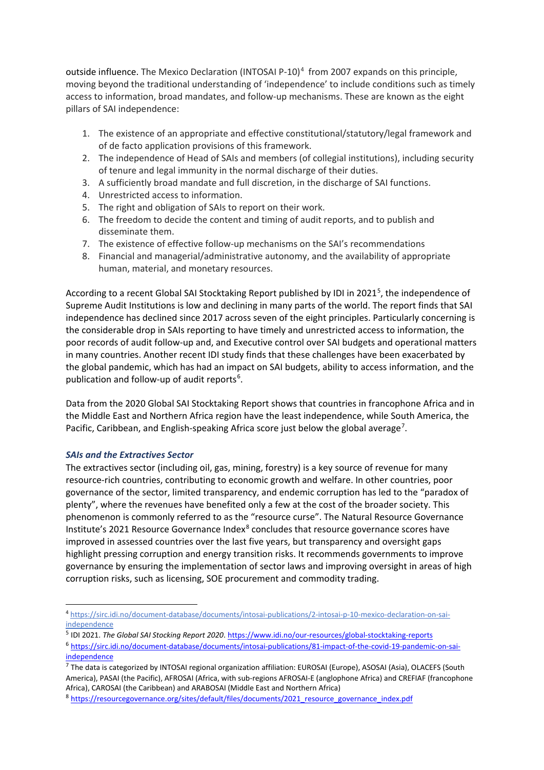outside influence. The Mexico Declaration (INTOSAI P-10)[4] from 2007 expands on this principle, moving beyond the traditional understanding of 'independence' to include conditions such as timely access to information, broad mandates, and follow-up mechanisms. These are known as the eight pillars of SAI independence:

1. The existence of an appropriate and effective constitutional/statutory/legal framework and of de facto application provisions of this framework.
2. The independence of Head of SAIs and members (of collegial institutions), including security of tenure and legal immunity in the normal discharge of their duties.
3. A sufficiently broad mandate and full discretion, in the discharge of SAI functions.
4. Unrestricted access to information.
5. The right and obligation of SAIs to report on their work.
6. The freedom to decide the content and timing of audit reports, and to publish and disseminate them.
7. The existence of effective follow-up mechanisms on the SAI's recommendations
8. Financial and managerial/administrative autonomy, and the availability of appropriate human, material, and monetary resources.

According to a recent Global SAI Stocktaking Report published by IDI in 2021[5], the independence of Supreme Audit Institutions is low and declining in many parts of the world. The report finds that SAI independence has declined since 2017 across seven of the eight principles. Particularly concerning is the considerable drop in SAIs reporting to have timely and unrestricted access to information, the poor records of audit follow-up and, and Executive control over SAI budgets and operational matters in many countries. Another recent IDI study finds that these challenges have been exacerbated by the global pandemic, which has had an impact on SAI budgets, ability to access information, and the publication and follow-up of audit reports[6].

Data from the 2020 Global SAI Stocktaking Report shows that countries in francophone Africa and in the Middle East and Northern Africa region have the least independence, while South America, the Pacific, Caribbean, and English-speaking Africa score just below the global average[7].

### *SAIs and the Extractives Sector*

The extractives sector (including oil, gas, mining, forestry) is a key source of revenue for many resource-rich countries, contributing to economic growth and welfare. In other countries, poor governance of the sector, limited transparency, and endemic corruption has led to the "paradox of plenty", where the revenues have benefited only a few at the cost of the broader society. This phenomenon is commonly referred to as the "resource curse". The Natural Resource Governance Institute's 2021 Resource Governance Index[8] concludes that resource governance scores have improved in assessed countries over the last five years, but transparency and oversight gaps highlight pressing corruption and energy transition risks. It recommends governments to improve governance by ensuring the implementation of sector laws and improving oversight in areas of high corruption risks, such as licensing, SOE procurement and commodity trading.

---

[4] https://sirc.idi.no/document-database/documents/intosai-publications/2-intosai-p-10-mexico-declaration-on-sai-independence

[5] IDI 2021. *The Global SAI Stocking Report 2020.* https://www.idi.no/our-resources/global-stocktaking-reports

[6] https://sirc.idi.no/document-database/documents/intosai-publications/81-impact-of-the-covid-19-pandemic-on-sai-independence

[7] The data is categorized by INTOSAI regional organization affiliation: EUROSAI (Europe), ASOSAI (Asia), OLACEFS (South America), PASAI (the Pacific), AFROSAI (Africa, with sub-regions AFROSAI-E (anglophone Africa) and CREFIAF (francophone Africa), CAROSAI (the Caribbean) and ARABOSAI (Middle East and Northern Africa)

[8] https://resourcegovernance.org/sites/default/files/documents/2021_resource_governance_index.pdf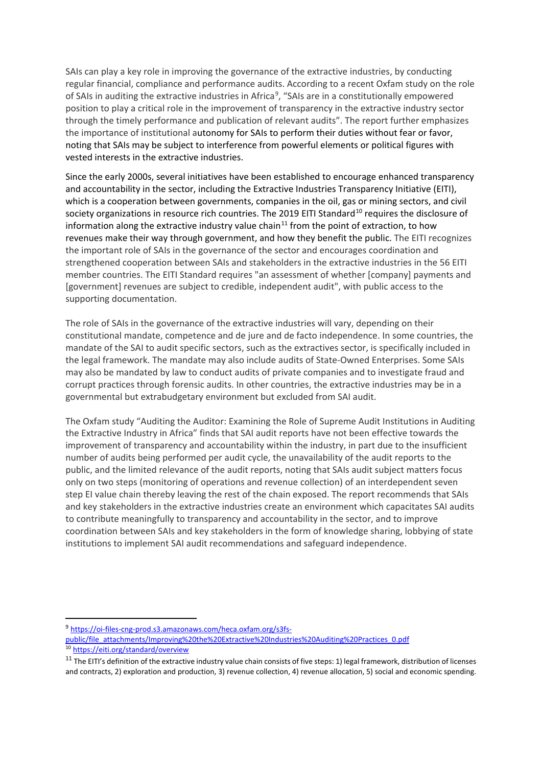SAIs can play a key role in improving the governance of the extractive industries, by conducting regular financial, compliance and performance audits. According to a recent Oxfam study on the role of SAIs in auditing the extractive industries in Africa[9], "SAIs are in a constitutionally empowered position to play a critical role in the improvement of transparency in the extractive industry sector through the timely performance and publication of relevant audits". The report further emphasizes the importance of institutional autonomy for SAIs to perform their duties without fear or favor, noting that SAIs may be subject to interference from powerful elements or political figures with vested interests in the extractive industries.

Since the early 2000s, several initiatives have been established to encourage enhanced transparency and accountability in the sector, including the Extractive Industries Transparency Initiative (EITI), which is a cooperation between governments, companies in the oil, gas or mining sectors, and civil society organizations in resource rich countries. The 2019 EITI Standard[10] requires the disclosure of information along the extractive industry value chain[11] from the point of extraction, to how revenues make their way through government, and how they benefit the public. The EITI recognizes the important role of SAIs in the governance of the sector and encourages coordination and strengthened cooperation between SAIs and stakeholders in the extractive industries in the 56 EITI member countries. The EITI Standard requires "an assessment of whether [company] payments and [government] revenues are subject to credible, independent audit", with public access to the supporting documentation.

The role of SAIs in the governance of the extractive industries will vary, depending on their constitutional mandate, competence and de jure and de facto independence. In some countries, the mandate of the SAI to audit specific sectors, such as the extractives sector, is specifically included in the legal framework. The mandate may also include audits of State-Owned Enterprises. Some SAIs may also be mandated by law to conduct audits of private companies and to investigate fraud and corrupt practices through forensic audits. In other countries, the extractive industries may be in a governmental but extrabudgetary environment but excluded from SAI audit.

The Oxfam study "Auditing the Auditor: Examining the Role of Supreme Audit Institutions in Auditing the Extractive Industry in Africa" finds that SAI audit reports have not been effective towards the improvement of transparency and accountability within the industry, in part due to the insufficient number of audits being performed per audit cycle, the unavailability of the audit reports to the public, and the limited relevance of the audit reports, noting that SAIs audit subject matters focus only on two steps (monitoring of operations and revenue collection) of an interdependent seven step EI value chain thereby leaving the rest of the chain exposed. The report recommends that SAIs and key stakeholders in the extractive industries create an environment which capacitates SAI audits to contribute meaningfully to transparency and accountability in the sector, and to improve coordination between SAIs and key stakeholders in the form of knowledge sharing, lobbying of state institutions to implement SAI audit recommendations and safeguard independence.

---

[9] https://oi-files-cng-prod.s3.amazonaws.com/heca.oxfam.org/s3fs-public/file_attachments/Improving%20the%20Extractive%20Industries%20Auditing%20Practices_0.pdf

[10] https://eiti.org/standard/overview

[11] The EITI's definition of the extractive industry value chain consists of five steps: 1) legal framework, distribution of licenses and contracts, 2) exploration and production, 3) revenue collection, 4) revenue allocation, 5) social and economic spending.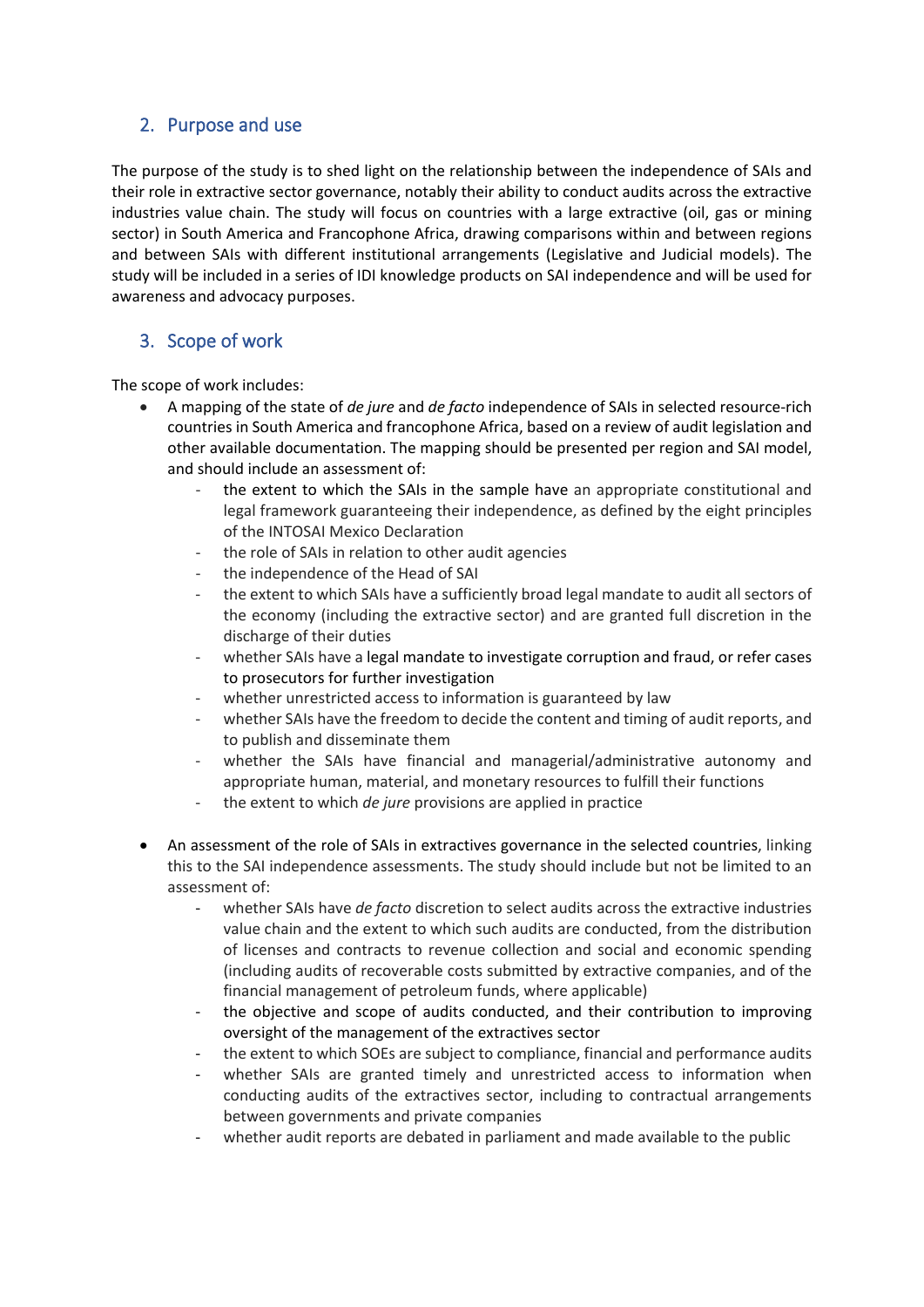## 2. Purpose and use

The purpose of the study is to shed light on the relationship between the independence of SAIs and their role in extractive sector governance, notably their ability to conduct audits across the extractive industries value chain. The study will focus on countries with a large extractive (oil, gas or mining sector) in South America and Francophone Africa, drawing comparisons within and between regions and between SAIs with different institutional arrangements (Legislative and Judicial models). The study will be included in a series of IDI knowledge products on SAI independence and will be used for awareness and advocacy purposes.

## 3. Scope of work

The scope of work includes:

- A mapping of the state of *de jure* and *de facto* independence of SAIs in selected resource-rich countries in South America and francophone Africa, based on a review of audit legislation and other available documentation. The mapping should be presented per region and SAI model, and should include an assessment of:
  - the extent to which the SAIs in the sample have an appropriate constitutional and legal framework guaranteeing their independence, as defined by the eight principles of the INTOSAI Mexico Declaration
  - the role of SAIs in relation to other audit agencies
  - the independence of the Head of SAI
  - the extent to which SAIs have a sufficiently broad legal mandate to audit all sectors of the economy (including the extractive sector) and are granted full discretion in the discharge of their duties
  - whether SAIs have a legal mandate to investigate corruption and fraud, or refer cases to prosecutors for further investigation
  - whether unrestricted access to information is guaranteed by law
  - whether SAIs have the freedom to decide the content and timing of audit reports, and to publish and disseminate them
  - whether the SAIs have financial and managerial/administrative autonomy and appropriate human, material, and monetary resources to fulfill their functions
  - the extent to which *de jure* provisions are applied in practice

- An assessment of the role of SAIs in extractives governance in the selected countries, linking this to the SAI independence assessments. The study should include but not be limited to an assessment of:
  - whether SAIs have *de facto* discretion to select audits across the extractive industries value chain and the extent to which such audits are conducted, from the distribution of licenses and contracts to revenue collection and social and economic spending (including audits of recoverable costs submitted by extractive companies, and of the financial management of petroleum funds, where applicable)
  - the objective and scope of audits conducted, and their contribution to improving oversight of the management of the extractives sector
  - the extent to which SOEs are subject to compliance, financial and performance audits
  - whether SAIs are granted timely and unrestricted access to information when conducting audits of the extractives sector, including to contractual arrangements between governments and private companies
  - whether audit reports are debated in parliament and made available to the public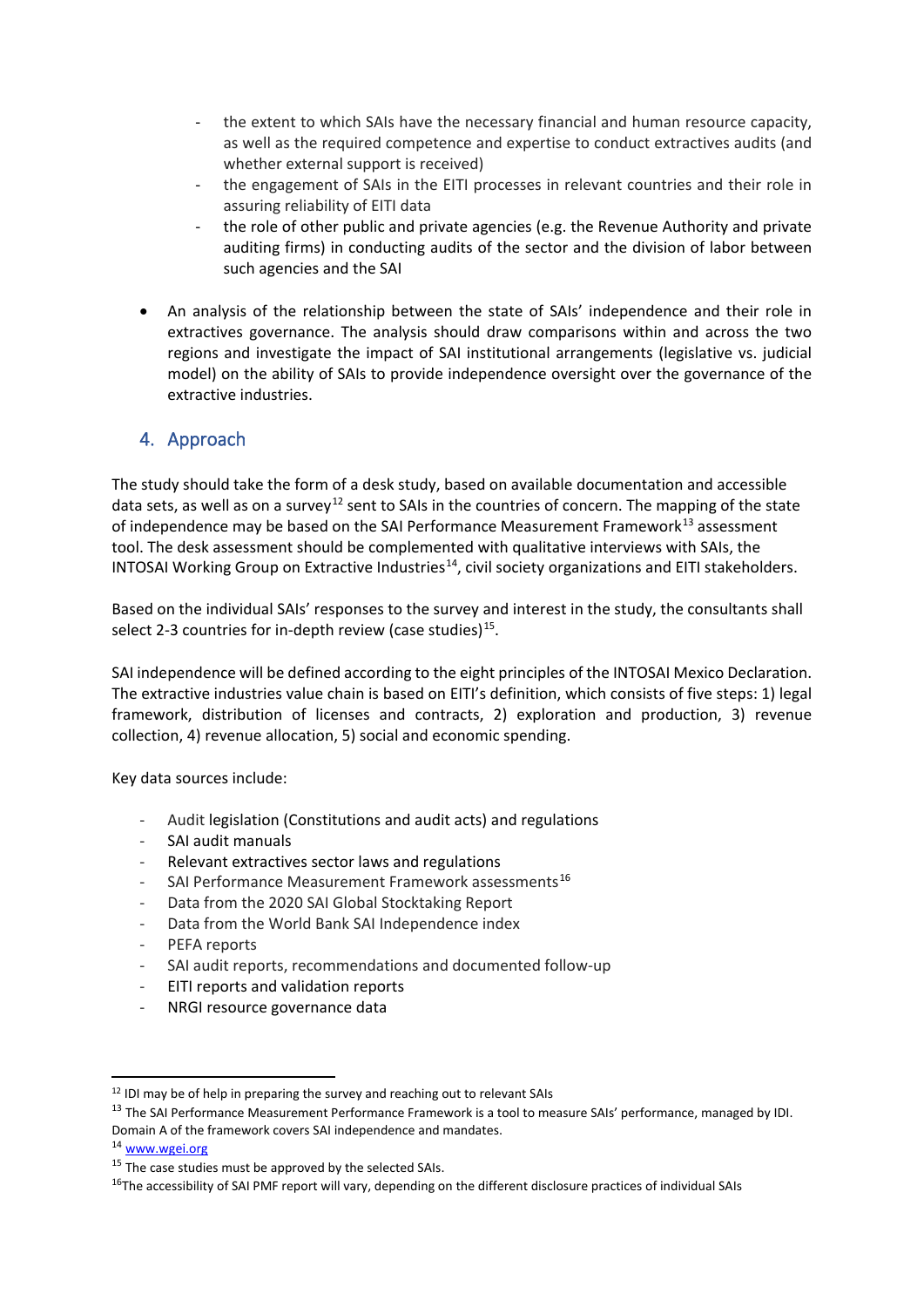- the extent to which SAIs have the necessary financial and human resource capacity, as well as the required competence and expertise to conduct extractives audits (and whether external support is received)
- the engagement of SAIs in the EITI processes in relevant countries and their role in assuring reliability of EITI data
- the role of other public and private agencies (e.g. the Revenue Authority and private auditing firms) in conducting audits of the sector and the division of labor between such agencies and the SAI

- An analysis of the relationship between the state of SAIs' independence and their role in extractives governance. The analysis should draw comparisons within and across the two regions and investigate the impact of SAI institutional arrangements (legislative vs. judicial model) on the ability of SAIs to provide independence oversight over the governance of the extractive industries.

## 4. Approach

The study should take the form of a desk study, based on available documentation and accessible data sets, as well as on a survey[12] sent to SAIs in the countries of concern. The mapping of the state of independence may be based on the SAI Performance Measurement Framework[13] assessment tool. The desk assessment should be complemented with qualitative interviews with SAIs, the INTOSAI Working Group on Extractive Industries[14], civil society organizations and EITI stakeholders.

Based on the individual SAIs' responses to the survey and interest in the study, the consultants shall select 2-3 countries for in-depth review (case studies)[15].

SAI independence will be defined according to the eight principles of the INTOSAI Mexico Declaration. The extractive industries value chain is based on EITI's definition, which consists of five steps: 1) legal framework, distribution of licenses and contracts, 2) exploration and production, 3) revenue collection, 4) revenue allocation, 5) social and economic spending.

Key data sources include:

- Audit legislation (Constitutions and audit acts) and regulations
- SAI audit manuals
- Relevant extractives sector laws and regulations
- SAI Performance Measurement Framework assessments[16]
- Data from the 2020 SAI Global Stocktaking Report
- Data from the World Bank SAI Independence index
- PEFA reports
- SAI audit reports, recommendations and documented follow-up
- EITI reports and validation reports
- NRGI resource governance data

---

[12] IDI may be of help in preparing the survey and reaching out to relevant SAIs

[13] The SAI Performance Measurement Performance Framework is a tool to measure SAIs' performance, managed by IDI. Domain A of the framework covers SAI independence and mandates.

[14] www.wgei.org

[15] The case studies must be approved by the selected SAIs.

[16] The accessibility of SAI PMF report will vary, depending on the different disclosure practices of individual SAIs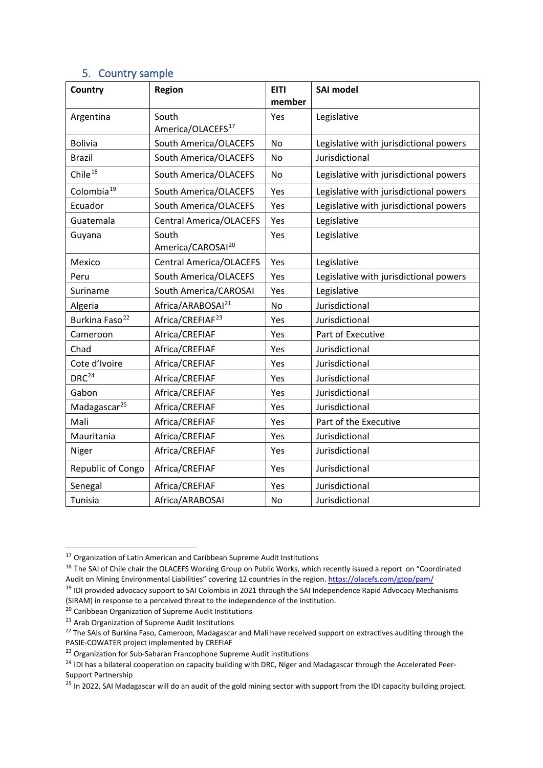## 5. Country sample

| Country | Region | EITI member | SAI model |
|---|---|---|---|
| Argentina | South America/OLACEFS[17] | Yes | Legislative |
| Bolivia | South America/OLACEFS | No | Legislative with jurisdictional powers |
| Brazil | South America/OLACEFS | No | Jurisdictional |
| Chile[18] | South America/OLACEFS | No | Legislative with jurisdictional powers |
| Colombia[19] | South America/OLACEFS | Yes | Legislative with jurisdictional powers |
| Ecuador | South America/OLACEFS | Yes | Legislative with jurisdictional powers |
| Guatemala | Central America/OLACEFS | Yes | Legislative |
| Guyana | South America/CAROSAI[20] | Yes | Legislative |
| Mexico | Central America/OLACEFS | Yes | Legislative |
| Peru | South America/OLACEFS | Yes | Legislative with jurisdictional powers |
| Suriname | South America/CAROSAI | Yes | Legislative |
| Algeria | Africa/ARABOSAI[21] | No | Jurisdictional |
| Burkina Faso[22] | Africa/CREFIAF[23] | Yes | Jurisdictional |
| Cameroon | Africa/CREFIAF | Yes | Part of Executive |
| Chad | Africa/CREFIAF | Yes | Jurisdictional |
| Cote d'Ivoire | Africa/CREFIAF | Yes | Jurisdictional |
| DRC[24] | Africa/CREFIAF | Yes | Jurisdictional |
| Gabon | Africa/CREFIAF | Yes | Jurisdictional |
| Madagascar[25] | Africa/CREFIAF | Yes | Jurisdictional |
| Mali | Africa/CREFIAF | Yes | Part of the Executive |
| Mauritania | Africa/CREFIAF | Yes | Jurisdictional |
| Niger | Africa/CREFIAF | Yes | Jurisdictional |
| Republic of Congo | Africa/CREFIAF | Yes | Jurisdictional |
| Senegal | Africa/CREFIAF | Yes | Jurisdictional |
| Tunisia | Africa/ARABOSAI | No | Jurisdictional |

[17] Organization of Latin American and Caribbean Supreme Audit Institutions

[18] The SAI of Chile chair the OLACEFS Working Group on Public Works, which recently issued a report on "Coordinated Audit on Mining Environmental Liabilities" covering 12 countries in the region. https://olacefs.com/gtop/pam/

[19] IDI provided advocacy support to SAI Colombia in 2021 through the SAI Independence Rapid Advocacy Mechanisms (SIRAM) in response to a perceived threat to the independence of the institution.

[20] Caribbean Organization of Supreme Audit Institutions

[21] Arab Organization of Supreme Audit Institutions

[22] The SAIs of Burkina Faso, Cameroon, Madagascar and Mali have received support on extractives auditing through the PASIE-COWATER project implemented by CREFIAF

[23] Organization for Sub-Saharan Francophone Supreme Audit institutions

[24] IDI has a bilateral cooperation on capacity building with DRC, Niger and Madagascar through the Accelerated Peer-Support Partnership

[25] In 2022, SAI Madagascar will do an audit of the gold mining sector with support from the IDI capacity building project.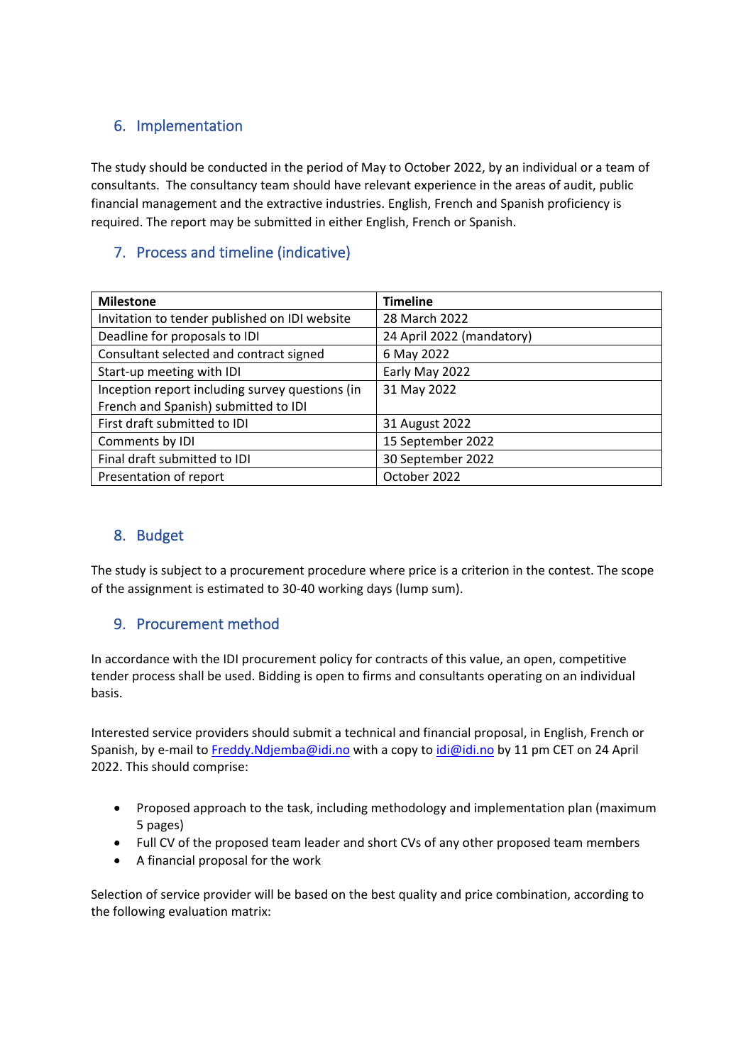## 6. Implementation

The study should be conducted in the period of May to October 2022, by an individual or a team of consultants. The consultancy team should have relevant experience in the areas of audit, public financial management and the extractive industries. English, French and Spanish proficiency is required. The report may be submitted in either English, French or Spanish.

## 7. Process and timeline (indicative)

| Milestone | Timeline |
|---|---|
| Invitation to tender published on IDI website | 28 March 2022 |
| Deadline for proposals to IDI | 24 April 2022 (mandatory) |
| Consultant selected and contract signed | 6 May 2022 |
| Start-up meeting with IDI | Early May 2022 |
| Inception report including survey questions (in French and Spanish) submitted to IDI | 31 May 2022 |
| First draft submitted to IDI | 31 August 2022 |
| Comments by IDI | 15 September 2022 |
| Final draft submitted to IDI | 30 September 2022 |
| Presentation of report | October 2022 |

## 8. Budget

The study is subject to a procurement procedure where price is a criterion in the contest. The scope of the assignment is estimated to 30-40 working days (lump sum).

## 9. Procurement method

In accordance with the IDI procurement policy for contracts of this value, an open, competitive tender process shall be used. Bidding is open to firms and consultants operating on an individual basis.

Interested service providers should submit a technical and financial proposal, in English, French or Spanish, by e-mail to Freddy.Ndjemba@idi.no with a copy to idi@idi.no by 11 pm CET on 24 April 2022. This should comprise:

- Proposed approach to the task, including methodology and implementation plan (maximum 5 pages)
- Full CV of the proposed team leader and short CVs of any other proposed team members
- A financial proposal for the work

Selection of service provider will be based on the best quality and price combination, according to the following evaluation matrix: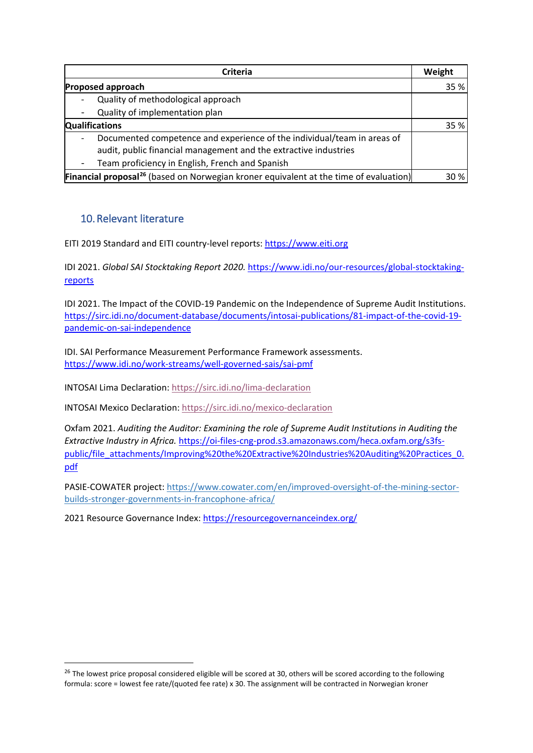| Criteria | Weight |
|---|---|
| **Proposed approach** | 35 % |
| - Quality of methodological approach<br>- Quality of implementation plan | |
| **Qualifications** | 35 % |
| - Documented competence and experience of the individual/team in areas of audit, public financial management and the extractive industries<br>- Team proficiency in English, French and Spanish | |
| **Financial proposal**[26] (based on Norwegian kroner equivalent at the time of evaluation) | 30 % |

## 10. Relevant literature

EITI 2019 Standard and EITI country-level reports: https://www.eiti.org

IDI 2021. *Global SAI Stocktaking Report 2020.* https://www.idi.no/our-resources/global-stocktaking-reports

IDI 2021. The Impact of the COVID-19 Pandemic on the Independence of Supreme Audit Institutions. https://sirc.idi.no/document-database/documents/intosai-publications/81-impact-of-the-covid-19-pandemic-on-sai-independence

IDI. SAI Performance Measurement Performance Framework assessments. https://www.idi.no/work-streams/well-governed-sais/sai-pmf

INTOSAI Lima Declaration: https://sirc.idi.no/lima-declaration

INTOSAI Mexico Declaration: https://sirc.idi.no/mexico-declaration

Oxfam 2021. *Auditing the Auditor: Examining the role of Supreme Audit Institutions in Auditing the Extractive Industry in Africa.* https://oi-files-cng-prod.s3.amazonaws.com/heca.oxfam.org/s3fs-public/file_attachments/Improving%20the%20Extractive%20Industries%20Auditing%20Practices_0.pdf

PASIE-COWATER project: https://www.cowater.com/en/improved-oversight-of-the-mining-sector-builds-stronger-governments-in-francophone-africa/

2021 Resource Governance Index: https://resourcegovernanceindex.org/

---

[26] The lowest price proposal considered eligible will be scored at 30, others will be scored according to the following formula: score = lowest fee rate/(quoted fee rate) x 30. The assignment will be contracted in Norwegian kroner